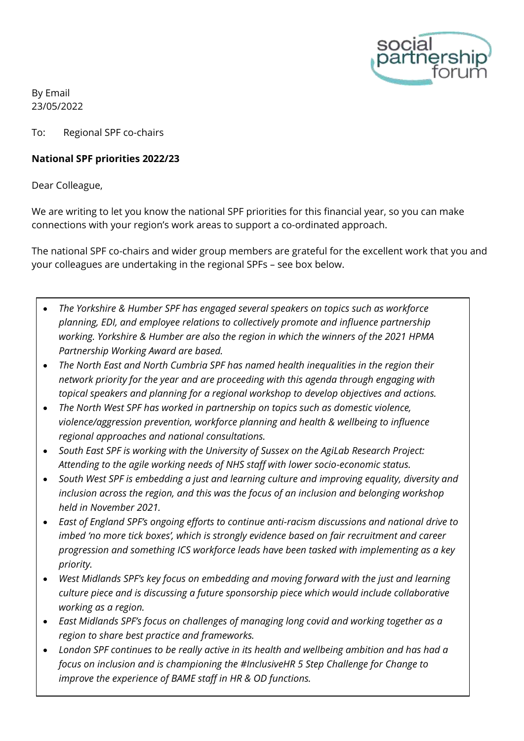By Email
23/05/2022

To: Regional SPF co-chairs

**National SPF priorities 2022/23**

Dear Colleague,

We are writing to let you know the national SPF priorities for this financial year, so you can make connections with your region's work areas to support a co-ordinated approach.

The national SPF co-chairs and wider group members are grateful for the excellent work that you and your colleagues are undertaking in the regional SPFs – see box below.

- *The Yorkshire & Humber SPF has engaged several speakers on topics such as workforce planning, EDI, and employee relations to collectively promote and influence partnership working. Yorkshire & Humber are also the region in which the winners of the 2021 HPMA Partnership Working Award are based.*
- *The North East and North Cumbria SPF has named health inequalities in the region their network priority for the year and are proceeding with this agenda through engaging with topical speakers and planning for a regional workshop to develop objectives and actions.*
- *The North West SPF has worked in partnership on topics such as domestic violence, violence/aggression prevention, workforce planning and health & wellbeing to influence regional approaches and national consultations.*
- *South East SPF is working with the University of Sussex on the AgiLab Research Project: Attending to the agile working needs of NHS staff with lower socio-economic status.*
- *South West SPF is embedding a just and learning culture and improving equality, diversity and inclusion across the region, and this was the focus of an inclusion and belonging workshop held in November 2021.*
- *East of England SPF's ongoing efforts to continue anti-racism discussions and national drive to imbed 'no more tick boxes', which is strongly evidence based on fair recruitment and career progression and something ICS workforce leads have been tasked with implementing as a key priority.*
- *West Midlands SPF's key focus on embedding and moving forward with the just and learning culture piece and is discussing a future sponsorship piece which would include collaborative working as a region.*
- *East Midlands SPF's focus on challenges of managing long covid and working together as a region to share best practice and frameworks.*
- *London SPF continues to be really active in its health and wellbeing ambition and has had a focus on inclusion and is championing the #InclusiveHR 5 Step Challenge for Change to improve the experience of BAME staff in HR & OD functions.*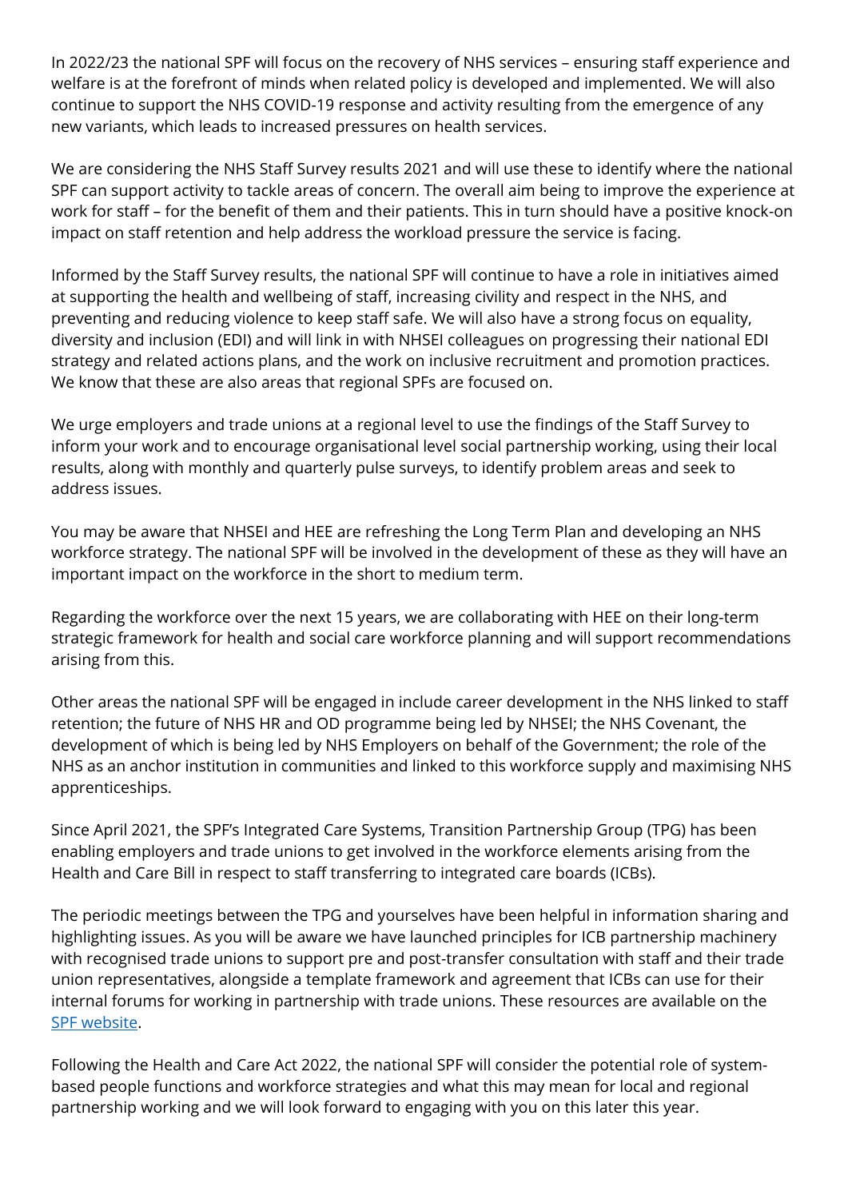In 2022/23 the national SPF will focus on the recovery of NHS services – ensuring staff experience and welfare is at the forefront of minds when related policy is developed and implemented. We will also continue to support the NHS COVID-19 response and activity resulting from the emergence of any new variants, which leads to increased pressures on health services.

We are considering the NHS Staff Survey results 2021 and will use these to identify where the national SPF can support activity to tackle areas of concern. The overall aim being to improve the experience at work for staff – for the benefit of them and their patients. This in turn should have a positive knock-on impact on staff retention and help address the workload pressure the service is facing.

Informed by the Staff Survey results, the national SPF will continue to have a role in initiatives aimed at supporting the health and wellbeing of staff, increasing civility and respect in the NHS, and preventing and reducing violence to keep staff safe. We will also have a strong focus on equality, diversity and inclusion (EDI) and will link in with NHSEI colleagues on progressing their national EDI strategy and related actions plans, and the work on inclusive recruitment and promotion practices. We know that these are also areas that regional SPFs are focused on.

We urge employers and trade unions at a regional level to use the findings of the Staff Survey to inform your work and to encourage organisational level social partnership working, using their local results, along with monthly and quarterly pulse surveys, to identify problem areas and seek to address issues.

You may be aware that NHSEI and HEE are refreshing the Long Term Plan and developing an NHS workforce strategy. The national SPF will be involved in the development of these as they will have an important impact on the workforce in the short to medium term.

Regarding the workforce over the next 15 years, we are collaborating with HEE on their long-term strategic framework for health and social care workforce planning and will support recommendations arising from this.

Other areas the national SPF will be engaged in include career development in the NHS linked to staff retention; the future of NHS HR and OD programme being led by NHSEI; the NHS Covenant, the development of which is being led by NHS Employers on behalf of the Government; the role of the NHS as an anchor institution in communities and linked to this workforce supply and maximising NHS apprenticeships.

Since April 2021, the SPF's Integrated Care Systems, Transition Partnership Group (TPG) has been enabling employers and trade unions to get involved in the workforce elements arising from the Health and Care Bill in respect to staff transferring to integrated care boards (ICBs).

The periodic meetings between the TPG and yourselves have been helpful in information sharing and highlighting issues. As you will be aware we have launched principles for ICB partnership machinery with recognised trade unions to support pre and post-transfer consultation with staff and their trade union representatives, alongside a template framework and agreement that ICBs can use for their internal forums for working in partnership with trade unions. These resources are available on the SPF website.

Following the Health and Care Act 2022, the national SPF will consider the potential role of system-based people functions and workforce strategies and what this may mean for local and regional partnership working and we will look forward to engaging with you on this later this year.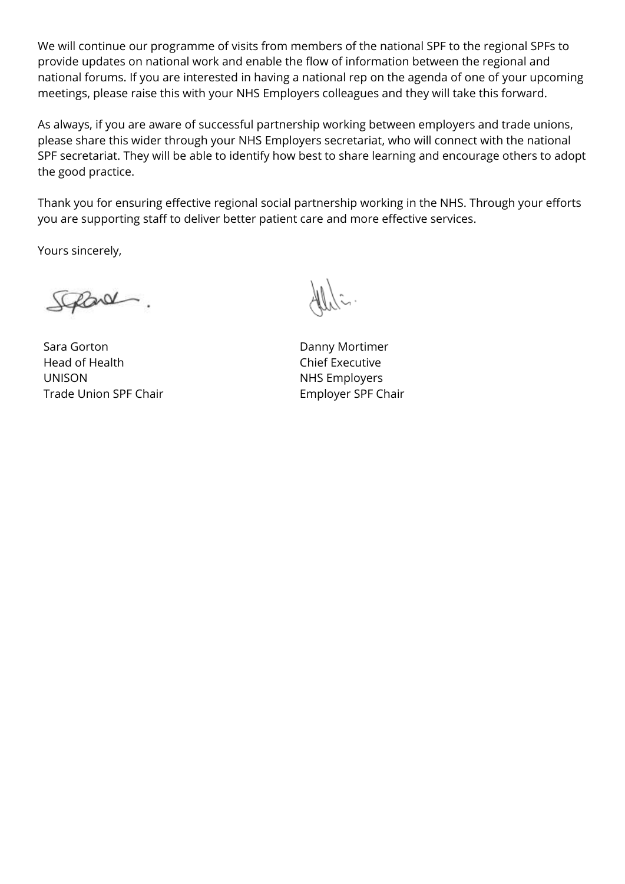We will continue our programme of visits from members of the national SPF to the regional SPFs to provide updates on national work and enable the flow of information between the regional and national forums. If you are interested in having a national rep on the agenda of one of your upcoming meetings, please raise this with your NHS Employers colleagues and they will take this forward.

As always, if you are aware of successful partnership working between employers and trade unions, please share this wider through your NHS Employers secretariat, who will connect with the national SPF secretariat. They will be able to identify how best to share learning and encourage others to adopt the good practice.

Thank you for ensuring effective regional social partnership working in the NHS. Through your efforts you are supporting staff to deliver better patient care and more effective services.

Yours sincerely,

Sara Gorton
Head of Health
UNISON
Trade Union SPF Chair

Danny Mortimer
Chief Executive
NHS Employers
Employer SPF Chair